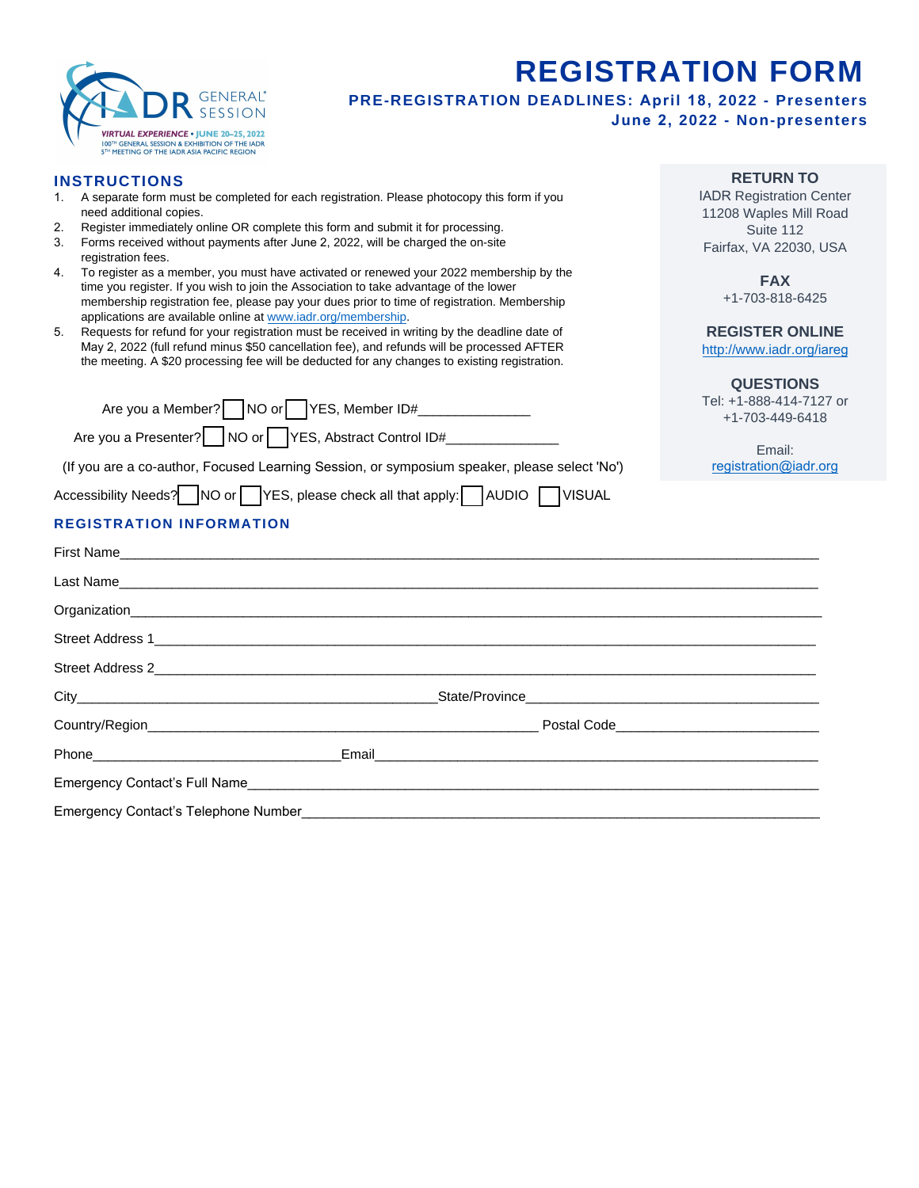IADR GENERAL SESSION
VIRTUAL EXPERIENCE • JUNE 20–25, 2022
100TH GENERAL SESSION & EXHIBITION OF THE IADR
5TH MEETING OF THE IADR ASIA PACIFIC REGION

# REGISTRATION FORM

**PRE-REGISTRATION DEADLINES: April 18, 2022 - Presenters**
**June 2, 2022 - Non-presenters**

## INSTRUCTIONS

1. A separate form must be completed for each registration. Please photocopy this form if you need additional copies.
2. Register immediately online OR complete this form and submit it for processing.
3. Forms received without payments after June 2, 2022, will be charged the on-site registration fees.
4. To register as a member, you must have activated or renewed your 2022 membership by the time you register. If you wish to join the Association to take advantage of the lower membership registration fee, please pay your dues prior to time of registration. Membership applications are available online at www.iadr.org/membership.
5. Requests for refund for your registration must be received in writing by the deadline date of May 2, 2022 (full refund minus $50 cancellation fee), and refunds will be processed AFTER the meeting. A $20 processing fee will be deducted for any changes to existing registration.

**RETURN TO**
IADR Registration Center
11208 Waples Mill Road
Suite 112
Fairfax, VA 22030, USA

**FAX**
+1-703-818-6425

**REGISTER ONLINE**
http://www.iadr.org/iareg

**QUESTIONS**
Tel: +1-888-414-7127 or
+1-703-449-6418

Email:
registration@iadr.org

Are you a Member? ☐ NO or ☐ YES, Member ID#_______________

Are you a Presenter? ☐ NO or ☐ YES, Abstract Control ID#_______________

(If you are a co-author, Focused Learning Session, or symposium speaker, please select 'No')

Accessibility Needs? ☐ NO or ☐ YES, please check all that apply: ☐ AUDIO ☐ VISUAL

## REGISTRATION INFORMATION

First Name_______________________________________________

Last Name_______________________________________________

Organization_______________________________________________

Street Address 1_______________________________________________

Street Address 2_______________________________________________

City_________________________ State/Province_________________________

Country/Region_________________________ Postal Code_________________________

Phone_________________________ Email_________________________

Emergency Contact's Full Name_______________________________________________

Emergency Contact's Telephone Number_______________________________________________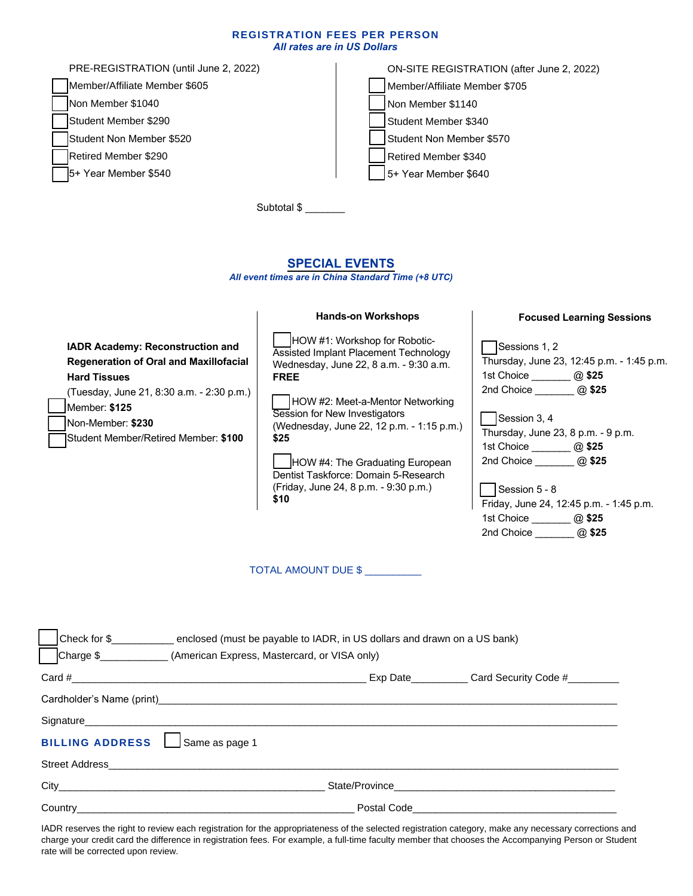## REGISTRATION FEES PER PERSON

*All rates are in US Dollars*

PRE-REGISTRATION (until June 2, 2022)

- ☐ Member/Affiliate Member $605
- ☐ Non Member $1040
- ☐ Student Member $290
- ☐ Student Non Member $520
- ☐ Retired Member $290
- ☐ 5+ Year Member $540

ON-SITE REGISTRATION (after June 2, 2022)

- ☐ Member/Affiliate Member $705
- ☐ Non Member $1140
- ☐ Student Member $340
- ☐ Student Non Member $570
- ☐ Retired Member $340
- ☐ 5+ Year Member $640

Subtotal $ _______

## SPECIAL EVENTS

*All event times are in China Standard Time (+8 UTC)*

**IADR Academy: Reconstruction and Regeneration of Oral and Maxillofacial Hard Tissues**
(Tuesday, June 21, 8:30 a.m. - 2:30 p.m.)

- ☐ Member: **$125**
- ☐ Non-Member: **$230**
- ☐ Student Member/Retired Member: **$100**

**Hands-on Workshops**

☐ HOW #1: Workshop for Robotic-Assisted Implant Placement Technology
Wednesday, June 22, 8 a.m. - 9:30 a.m.
**FREE**

☐ HOW #2: Meet-a-Mentor Networking Session for New Investigators
(Wednesday, June 22, 12 p.m. - 1:15 p.m.)
**$25**

☐ HOW #4: The Graduating European Dentist Taskforce: Domain 5-Research
(Friday, June 24, 8 p.m. - 9:30 p.m.)
**$10**

**Focused Learning Sessions**

☐ Sessions 1, 2
Thursday, June 23, 12:45 p.m. - 1:45 p.m.
1st Choice _______ @ **$25**
2nd Choice _______ @ **$25**

☐ Session 3, 4
Thursday, June 23, 8 p.m. - 9 p.m.
1st Choice _______ @ **$25**
2nd Choice _______ @ **$25**

☐ Session 5 - 8
Friday, June 24, 12:45 p.m. - 1:45 p.m.
1st Choice _______ @ **$25**
2nd Choice _______ @ **$25**

TOTAL AMOUNT DUE $ __________

☐ Check for $___________ enclosed (must be payable to IADR, in US dollars and drawn on a US bank)

☐ Charge $____________ (American Express, Mastercard, or VISA only)

Card #_______________________________________________ Exp Date__________ Card Security Code #_________

Cardholder's Name (print)________________________________________________________________________

Signature________________________________________________________________________________

**BILLING ADDRESS** ☐ Same as page 1

Street Address____________________________________________________________________________

City_____________________________________________ State/Province____________________________________

Country_________________________________________ Postal Code____________________________________

IADR reserves the right to review each registration for the appropriateness of the selected registration category, make any necessary corrections and charge your credit card the difference in registration fees. For example, a full-time faculty member that chooses the Accompanying Person or Student rate will be corrected upon review.